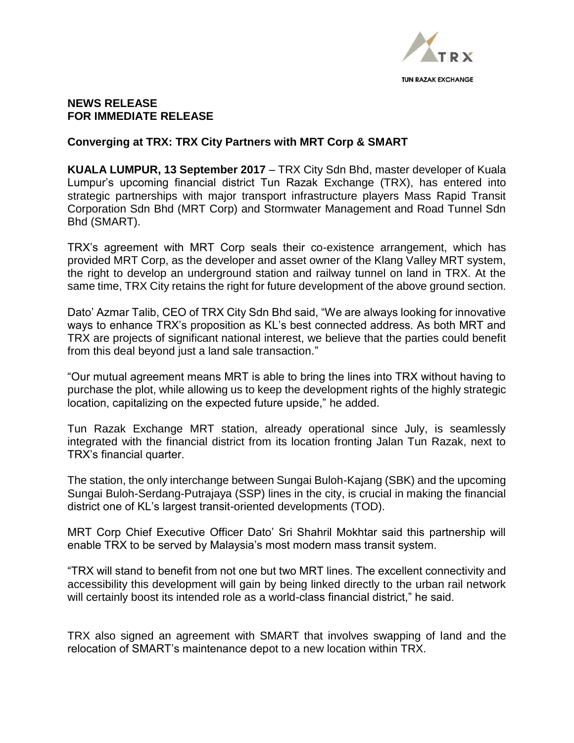**NEWS RELEASE**
**FOR IMMEDIATE RELEASE**

## Converging at TRX: TRX City Partners with MRT Corp & SMART

**KUALA LUMPUR, 13 September 2017** – TRX City Sdn Bhd, master developer of Kuala Lumpur's upcoming financial district Tun Razak Exchange (TRX), has entered into strategic partnerships with major transport infrastructure players Mass Rapid Transit Corporation Sdn Bhd (MRT Corp) and Stormwater Management and Road Tunnel Sdn Bhd (SMART).

TRX's agreement with MRT Corp seals their co-existence arrangement, which has provided MRT Corp, as the developer and asset owner of the Klang Valley MRT system, the right to develop an underground station and railway tunnel on land in TRX. At the same time, TRX City retains the right for future development of the above ground section.

Dato' Azmar Talib, CEO of TRX City Sdn Bhd said, "We are always looking for innovative ways to enhance TRX's proposition as KL's best connected address. As both MRT and TRX are projects of significant national interest, we believe that the parties could benefit from this deal beyond just a land sale transaction."

"Our mutual agreement means MRT is able to bring the lines into TRX without having to purchase the plot, while allowing us to keep the development rights of the highly strategic location, capitalizing on the expected future upside," he added.

Tun Razak Exchange MRT station, already operational since July, is seamlessly integrated with the financial district from its location fronting Jalan Tun Razak, next to TRX's financial quarter.

The station, the only interchange between Sungai Buloh-Kajang (SBK) and the upcoming Sungai Buloh-Serdang-Putrajaya (SSP) lines in the city, is crucial in making the financial district one of KL's largest transit-oriented developments (TOD).

MRT Corp Chief Executive Officer Dato' Sri Shahril Mokhtar said this partnership will enable TRX to be served by Malaysia's most modern mass transit system.

"TRX will stand to benefit from not one but two MRT lines. The excellent connectivity and accessibility this development will gain by being linked directly to the urban rail network will certainly boost its intended role as a world-class financial district," he said.

TRX also signed an agreement with SMART that involves swapping of land and the relocation of SMART's maintenance depot to a new location within TRX.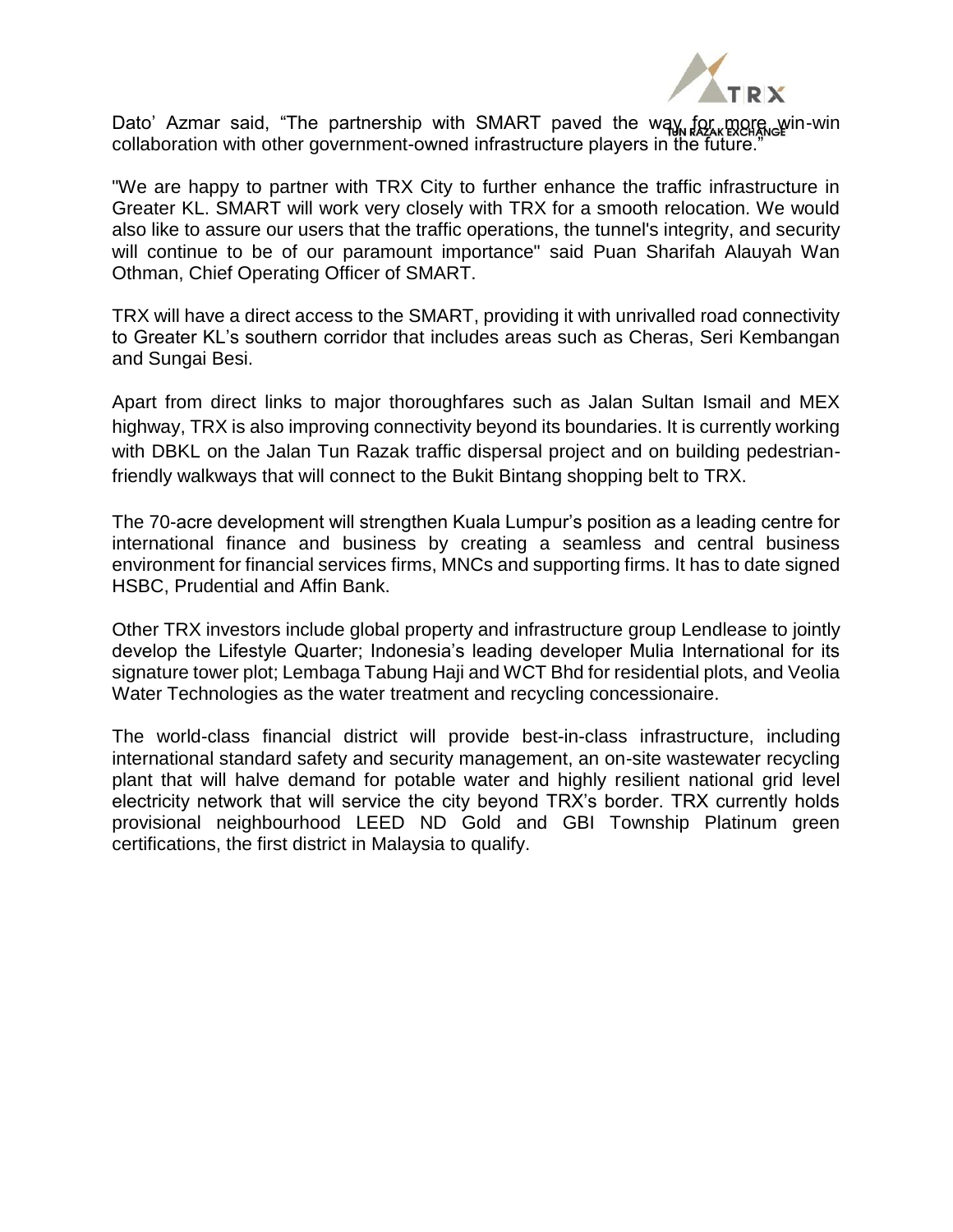Dato' Azmar said, "The partnership with SMART paved the way for more win-win collaboration with other government-owned infrastructure players in the future."

"We are happy to partner with TRX City to further enhance the traffic infrastructure in Greater KL. SMART will work very closely with TRX for a smooth relocation. We would also like to assure our users that the traffic operations, the tunnel's integrity, and security will continue to be of our paramount importance" said Puan Sharifah Alauyah Wan Othman, Chief Operating Officer of SMART.

TRX will have a direct access to the SMART, providing it with unrivalled road connectivity to Greater KL's southern corridor that includes areas such as Cheras, Seri Kembangan and Sungai Besi.

Apart from direct links to major thoroughfares such as Jalan Sultan Ismail and MEX highway, TRX is also improving connectivity beyond its boundaries. It is currently working with DBKL on the Jalan Tun Razak traffic dispersal project and on building pedestrian-friendly walkways that will connect to the Bukit Bintang shopping belt to TRX.

The 70-acre development will strengthen Kuala Lumpur's position as a leading centre for international finance and business by creating a seamless and central business environment for financial services firms, MNCs and supporting firms. It has to date signed HSBC, Prudential and Affin Bank.

Other TRX investors include global property and infrastructure group Lendlease to jointly develop the Lifestyle Quarter; Indonesia's leading developer Mulia International for its signature tower plot; Lembaga Tabung Haji and WCT Bhd for residential plots, and Veolia Water Technologies as the water treatment and recycling concessionaire.

The world-class financial district will provide best-in-class infrastructure, including international standard safety and security management, an on-site wastewater recycling plant that will halve demand for potable water and highly resilient national grid level electricity network that will service the city beyond TRX's border. TRX currently holds provisional neighbourhood LEED ND Gold and GBI Township Platinum green certifications, the first district in Malaysia to qualify.